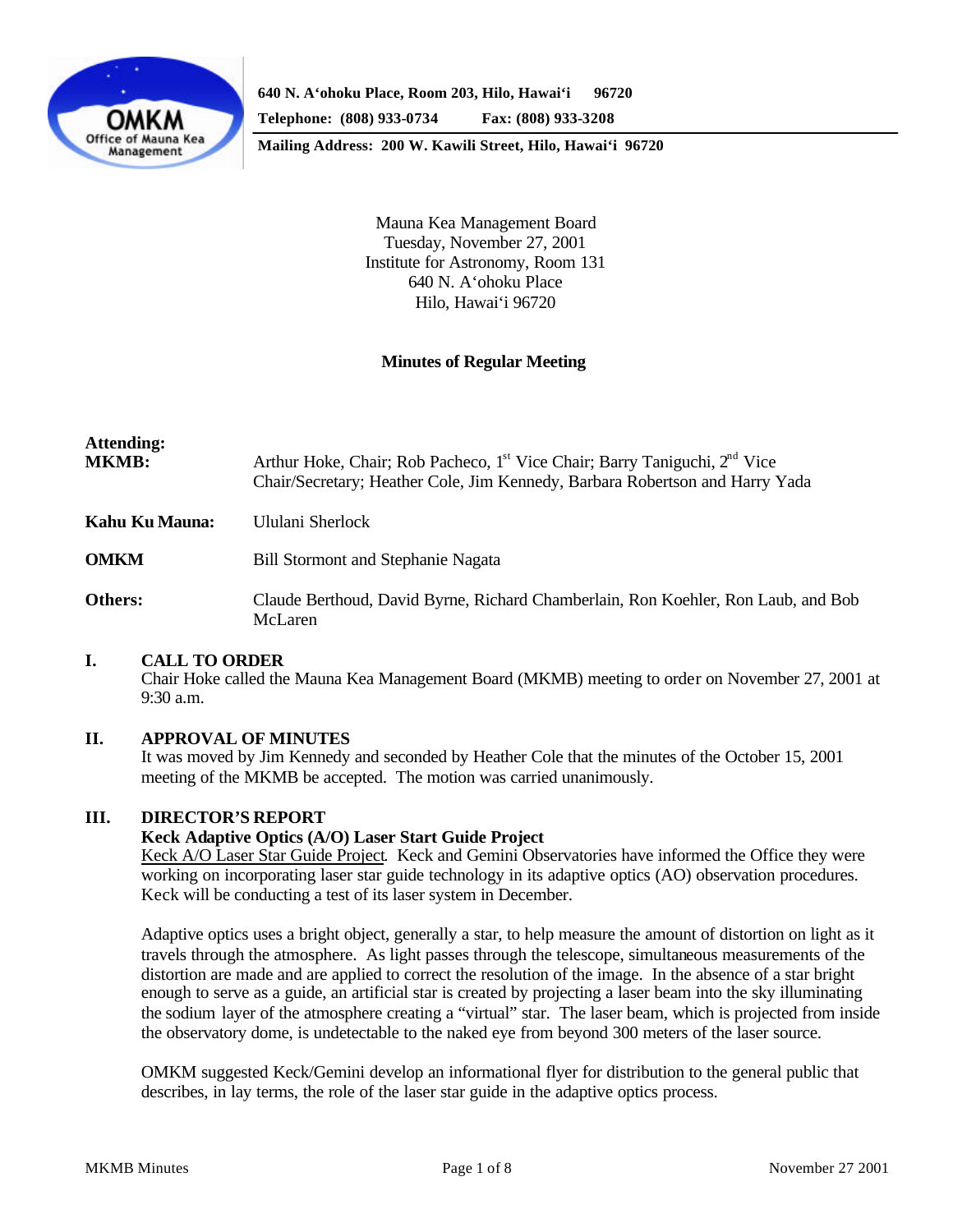**640 N. A'ohoku Place, Room 203, Hilo, Hawai'i 96720**
**Telephone: (808) 933-0734 Fax: (808) 933-3208**
**Mailing Address: 200 W. Kawili Street, Hilo, Hawai'i 96720**

Mauna Kea Management Board
Tuesday, November 27, 2001
Institute for Astronomy, Room 131
640 N. A'ohoku Place
Hilo, Hawai'i 96720

**Minutes of Regular Meeting**

**Attending:**

**MKMB:** Arthur Hoke, Chair; Rob Pacheco, 1st Vice Chair; Barry Taniguchi, 2nd Vice Chair/Secretary; Heather Cole, Jim Kennedy, Barbara Robertson and Harry Yada

**Kahu Ku Mauna:** Ululani Sherlock

**OMKM** Bill Stormont and Stephanie Nagata

**Others:** Claude Berthoud, David Byrne, Richard Chamberlain, Ron Koehler, Ron Laub, and Bob McLaren

## I. CALL TO ORDER

Chair Hoke called the Mauna Kea Management Board (MKMB) meeting to order on November 27, 2001 at 9:30 a.m.

## II. APPROVAL OF MINUTES

It was moved by Jim Kennedy and seconded by Heather Cole that the minutes of the October 15, 2001 meeting of the MKMB be accepted. The motion was carried unanimously.

## III. DIRECTOR'S REPORT

**Keck Adaptive Optics (A/O) Laser Start Guide Project**

Keck A/O Laser Star Guide Project. Keck and Gemini Observatories have informed the Office they were working on incorporating laser star guide technology in its adaptive optics (AO) observation procedures. Keck will be conducting a test of its laser system in December.

Adaptive optics uses a bright object, generally a star, to help measure the amount of distortion on light as it travels through the atmosphere. As light passes through the telescope, simultaneous measurements of the distortion are made and are applied to correct the resolution of the image. In the absence of a star bright enough to serve as a guide, an artificial star is created by projecting a laser beam into the sky illuminating the sodium layer of the atmosphere creating a "virtual" star. The laser beam, which is projected from inside the observatory dome, is undetectable to the naked eye from beyond 300 meters of the laser source.

OMKM suggested Keck/Gemini develop an informational flyer for distribution to the general public that describes, in lay terms, the role of the laser star guide in the adaptive optics process.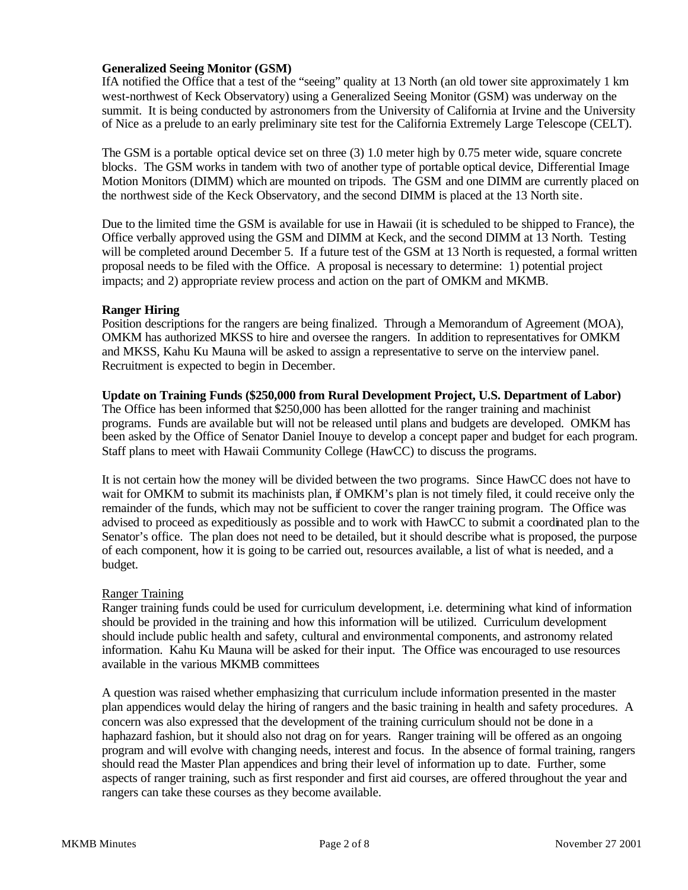**Generalized Seeing Monitor (GSM)**

IfA notified the Office that a test of the "seeing" quality at 13 North (an old tower site approximately 1 km west-northwest of Keck Observatory) using a Generalized Seeing Monitor (GSM) was underway on the summit. It is being conducted by astronomers from the University of California at Irvine and the University of Nice as a prelude to an early preliminary site test for the California Extremely Large Telescope (CELT).

The GSM is a portable optical device set on three (3) 1.0 meter high by 0.75 meter wide, square concrete blocks. The GSM works in tandem with two of another type of portable optical device, Differential Image Motion Monitors (DIMM) which are mounted on tripods. The GSM and one DIMM are currently placed on the northwest side of the Keck Observatory, and the second DIMM is placed at the 13 North site.

Due to the limited time the GSM is available for use in Hawaii (it is scheduled to be shipped to France), the Office verbally approved using the GSM and DIMM at Keck, and the second DIMM at 13 North. Testing will be completed around December 5. If a future test of the GSM at 13 North is requested, a formal written proposal needs to be filed with the Office. A proposal is necessary to determine: 1) potential project impacts; and 2) appropriate review process and action on the part of OMKM and MKMB.

**Ranger Hiring**

Position descriptions for the rangers are being finalized. Through a Memorandum of Agreement (MOA), OMKM has authorized MKSS to hire and oversee the rangers. In addition to representatives for OMKM and MKSS, Kahu Ku Mauna will be asked to assign a representative to serve on the interview panel. Recruitment is expected to begin in December.

**Update on Training Funds ($250,000 from Rural Development Project, U.S. Department of Labor)**

The Office has been informed that $250,000 has been allotted for the ranger training and machinist programs. Funds are available but will not be released until plans and budgets are developed. OMKM has been asked by the Office of Senator Daniel Inouye to develop a concept paper and budget for each program. Staff plans to meet with Hawaii Community College (HawCC) to discuss the programs.

It is not certain how the money will be divided between the two programs. Since HawCC does not have to wait for OMKM to submit its machinists plan, if OMKM's plan is not timely filed, it could receive only the remainder of the funds, which may not be sufficient to cover the ranger training program. The Office was advised to proceed as expeditiously as possible and to work with HawCC to submit a coordinated plan to the Senator's office. The plan does not need to be detailed, but it should describe what is proposed, the purpose of each component, how it is going to be carried out, resources available, a list of what is needed, and a budget.

Ranger Training

Ranger training funds could be used for curriculum development, i.e. determining what kind of information should be provided in the training and how this information will be utilized. Curriculum development should include public health and safety, cultural and environmental components, and astronomy related information. Kahu Ku Mauna will be asked for their input. The Office was encouraged to use resources available in the various MKMB committees

A question was raised whether emphasizing that curriculum include information presented in the master plan appendices would delay the hiring of rangers and the basic training in health and safety procedures. A concern was also expressed that the development of the training curriculum should not be done in a haphazard fashion, but it should also not drag on for years. Ranger training will be offered as an ongoing program and will evolve with changing needs, interest and focus. In the absence of formal training, rangers should read the Master Plan appendices and bring their level of information up to date. Further, some aspects of ranger training, such as first responder and first aid courses, are offered throughout the year and rangers can take these courses as they become available.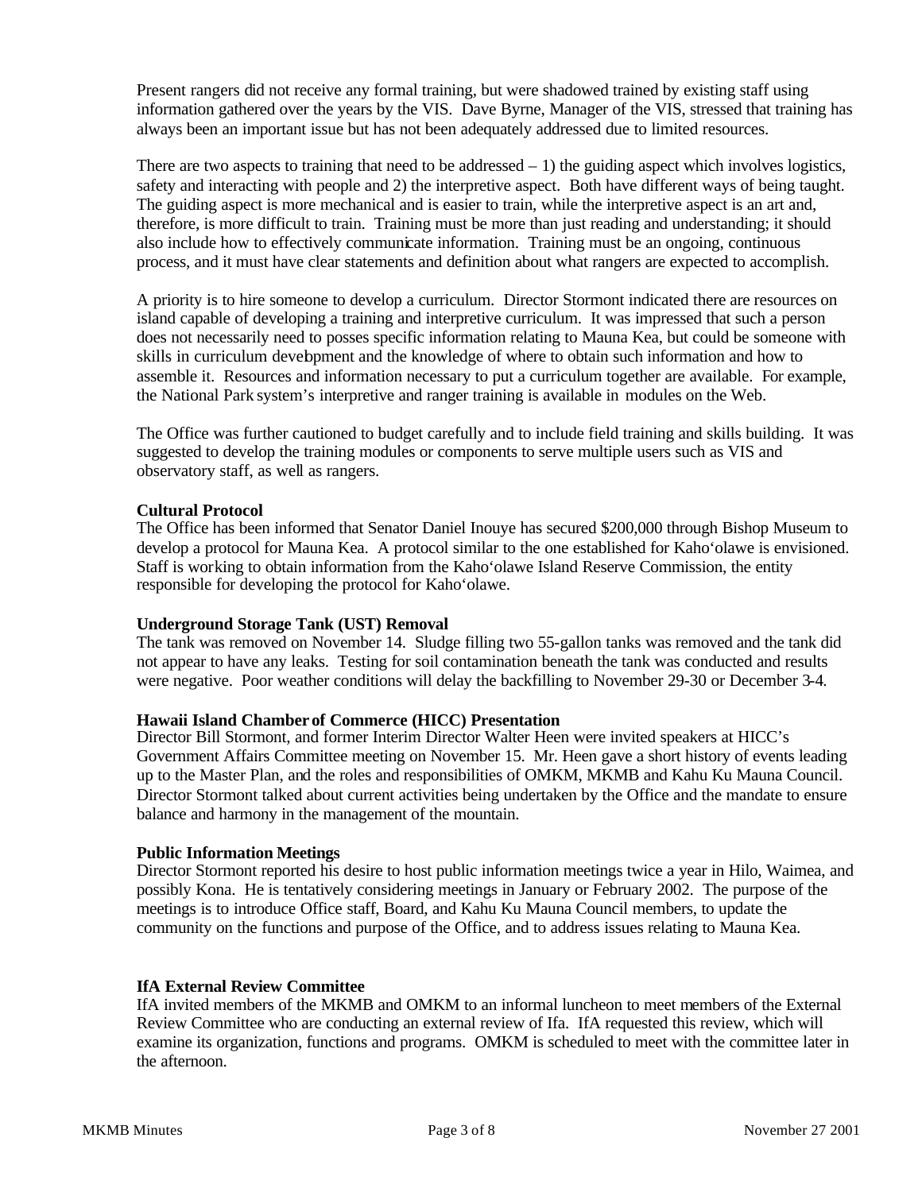Present rangers did not receive any formal training, but were shadowed trained by existing staff using information gathered over the years by the VIS. Dave Byrne, Manager of the VIS, stressed that training has always been an important issue but has not been adequately addressed due to limited resources.

There are two aspects to training that need to be addressed – 1) the guiding aspect which involves logistics, safety and interacting with people and 2) the interpretive aspect. Both have different ways of being taught. The guiding aspect is more mechanical and is easier to train, while the interpretive aspect is an art and, therefore, is more difficult to train. Training must be more than just reading and understanding; it should also include how to effectively communicate information. Training must be an ongoing, continuous process, and it must have clear statements and definition about what rangers are expected to accomplish.

A priority is to hire someone to develop a curriculum. Director Stormont indicated there are resources on island capable of developing a training and interpretive curriculum. It was impressed that such a person does not necessarily need to posses specific information relating to Mauna Kea, but could be someone with skills in curriculum development and the knowledge of where to obtain such information and how to assemble it. Resources and information necessary to put a curriculum together are available. For example, the National Park system's interpretive and ranger training is available in modules on the Web.

The Office was further cautioned to budget carefully and to include field training and skills building. It was suggested to develop the training modules or components to serve multiple users such as VIS and observatory staff, as well as rangers.

**Cultural Protocol**
The Office has been informed that Senator Daniel Inouye has secured $200,000 through Bishop Museum to develop a protocol for Mauna Kea. A protocol similar to the one established for Kaho'olawe is envisioned. Staff is working to obtain information from the Kaho'olawe Island Reserve Commission, the entity responsible for developing the protocol for Kaho'olawe.

**Underground Storage Tank (UST) Removal**
The tank was removed on November 14. Sludge filling two 55-gallon tanks was removed and the tank did not appear to have any leaks. Testing for soil contamination beneath the tank was conducted and results were negative. Poor weather conditions will delay the backfilling to November 29-30 or December 3-4.

**Hawaii Island Chamber of Commerce (HICC) Presentation**
Director Bill Stormont, and former Interim Director Walter Heen were invited speakers at HICC's Government Affairs Committee meeting on November 15. Mr. Heen gave a short history of events leading up to the Master Plan, and the roles and responsibilities of OMKM, MKMB and Kahu Ku Mauna Council. Director Stormont talked about current activities being undertaken by the Office and the mandate to ensure balance and harmony in the management of the mountain.

**Public Information Meetings**
Director Stormont reported his desire to host public information meetings twice a year in Hilo, Waimea, and possibly Kona. He is tentatively considering meetings in January or February 2002. The purpose of the meetings is to introduce Office staff, Board, and Kahu Ku Mauna Council members, to update the community on the functions and purpose of the Office, and to address issues relating to Mauna Kea.

**IfA External Review Committee**
IfA invited members of the MKMB and OMKM to an informal luncheon to meet members of the External Review Committee who are conducting an external review of Ifa. IfA requested this review, which will examine its organization, functions and programs. OMKM is scheduled to meet with the committee later in the afternoon.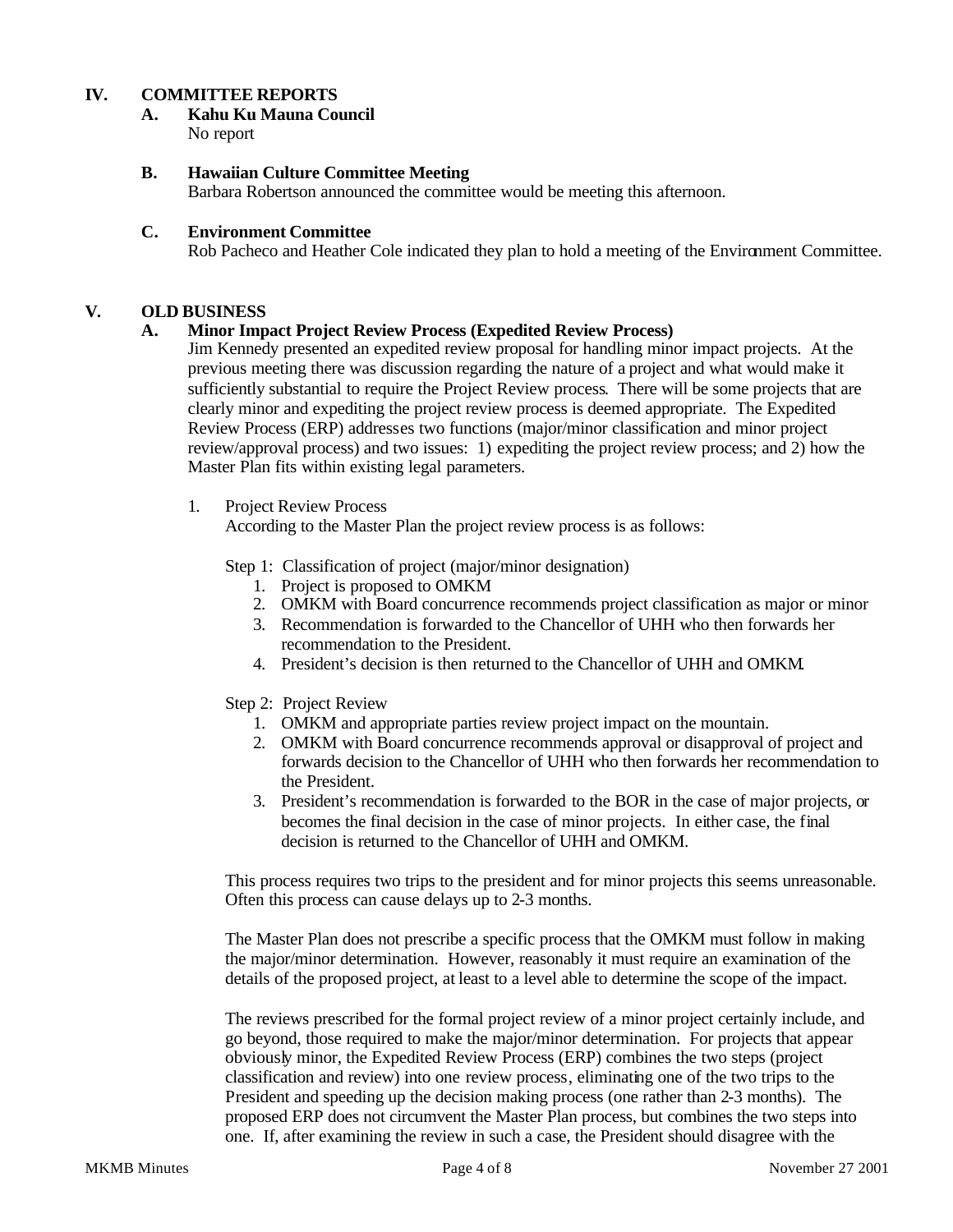## IV. COMMITTEE REPORTS

### A. Kahu Ku Mauna Council

No report

### B. Hawaiian Culture Committee Meeting

Barbara Robertson announced the committee would be meeting this afternoon.

### C. Environment Committee

Rob Pacheco and Heather Cole indicated they plan to hold a meeting of the Environment Committee.

## V. OLD BUSINESS

### A. Minor Impact Project Review Process (Expedited Review Process)

Jim Kennedy presented an expedited review proposal for handling minor impact projects. At the previous meeting there was discussion regarding the nature of a project and what would make it sufficiently substantial to require the Project Review process. There will be some projects that are clearly minor and expediting the project review process is deemed appropriate. The Expedited Review Process (ERP) addresses two functions (major/minor classification and minor project review/approval process) and two issues: 1) expediting the project review process; and 2) how the Master Plan fits within existing legal parameters.

1. Project Review Process

   According to the Master Plan the project review process is as follows:

   Step 1: Classification of project (major/minor designation)

   1. Project is proposed to OMKM
   2. OMKM with Board concurrence recommends project classification as major or minor
   3. Recommendation is forwarded to the Chancellor of UHH who then forwards her recommendation to the President.
   4. President's decision is then returned to the Chancellor of UHH and OMKM.

   Step 2: Project Review

   1. OMKM and appropriate parties review project impact on the mountain.
   2. OMKM with Board concurrence recommends approval or disapproval of project and forwards decision to the Chancellor of UHH who then forwards her recommendation to the President.
   3. President's recommendation is forwarded to the BOR in the case of major projects, or becomes the final decision in the case of minor projects. In either case, the final decision is returned to the Chancellor of UHH and OMKM.

   This process requires two trips to the president and for minor projects this seems unreasonable. Often this process can cause delays up to 2-3 months.

   The Master Plan does not prescribe a specific process that the OMKM must follow in making the major/minor determination. However, reasonably it must require an examination of the details of the proposed project, at least to a level able to determine the scope of the impact.

   The reviews prescribed for the formal project review of a minor project certainly include, and go beyond, those required to make the major/minor determination. For projects that appear obviously minor, the Expedited Review Process (ERP) combines the two steps (project classification and review) into one review process, eliminating one of the two trips to the President and speeding up the decision making process (one rather than 2-3 months). The proposed ERP does not circumvent the Master Plan process, but combines the two steps into one. If, after examining the review in such a case, the President should disagree with the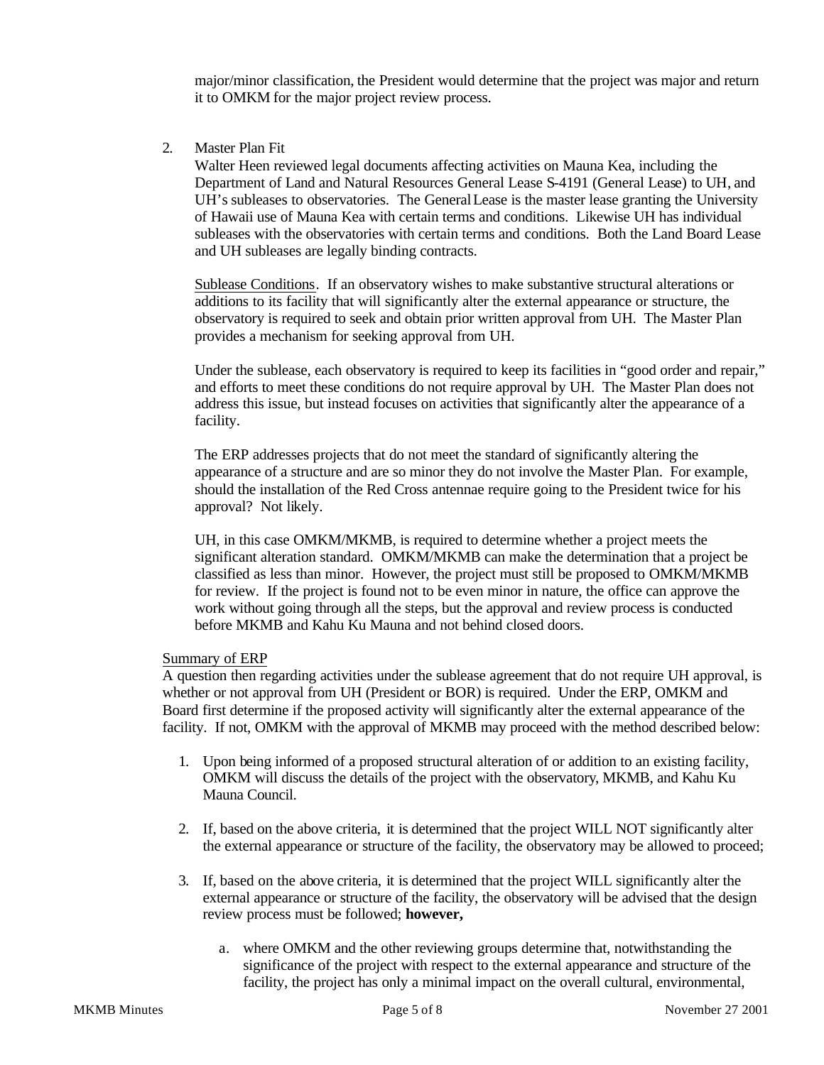major/minor classification, the President would determine that the project was major and return it to OMKM for the major project review process.

2. Master Plan Fit

   Walter Heen reviewed legal documents affecting activities on Mauna Kea, including the Department of Land and Natural Resources General Lease S-4191 (General Lease) to UH, and UH's subleases to observatories. The General Lease is the master lease granting the University of Hawaii use of Mauna Kea with certain terms and conditions. Likewise UH has individual subleases with the observatories with certain terms and conditions. Both the Land Board Lease and UH subleases are legally binding contracts.

   Sublease Conditions. If an observatory wishes to make substantive structural alterations or additions to its facility that will significantly alter the external appearance or structure, the observatory is required to seek and obtain prior written approval from UH. The Master Plan provides a mechanism for seeking approval from UH.

   Under the sublease, each observatory is required to keep its facilities in "good order and repair," and efforts to meet these conditions do not require approval by UH. The Master Plan does not address this issue, but instead focuses on activities that significantly alter the appearance of a facility.

   The ERP addresses projects that do not meet the standard of significantly altering the appearance of a structure and are so minor they do not involve the Master Plan. For example, should the installation of the Red Cross antennae require going to the President twice for his approval? Not likely.

   UH, in this case OMKM/MKMB, is required to determine whether a project meets the significant alteration standard. OMKM/MKMB can make the determination that a project be classified as less than minor. However, the project must still be proposed to OMKM/MKMB for review. If the project is found not to be even minor in nature, the office can approve the work without going through all the steps, but the approval and review process is conducted before MKMB and Kahu Ku Mauna and not behind closed doors.

Summary of ERP

A question then regarding activities under the sublease agreement that do not require UH approval, is whether or not approval from UH (President or BOR) is required. Under the ERP, OMKM and Board first determine if the proposed activity will significantly alter the external appearance of the facility. If not, OMKM with the approval of MKMB may proceed with the method described below:

1. Upon being informed of a proposed structural alteration of or addition to an existing facility, OMKM will discuss the details of the project with the observatory, MKMB, and Kahu Ku Mauna Council.

2. If, based on the above criteria, it is determined that the project WILL NOT significantly alter the external appearance or structure of the facility, the observatory may be allowed to proceed;

3. If, based on the above criteria, it is determined that the project WILL significantly alter the external appearance or structure of the facility, the observatory will be advised that the design review process must be followed; **however,**

   a. where OMKM and the other reviewing groups determine that, notwithstanding the significance of the project with respect to the external appearance and structure of the facility, the project has only a minimal impact on the overall cultural, environmental,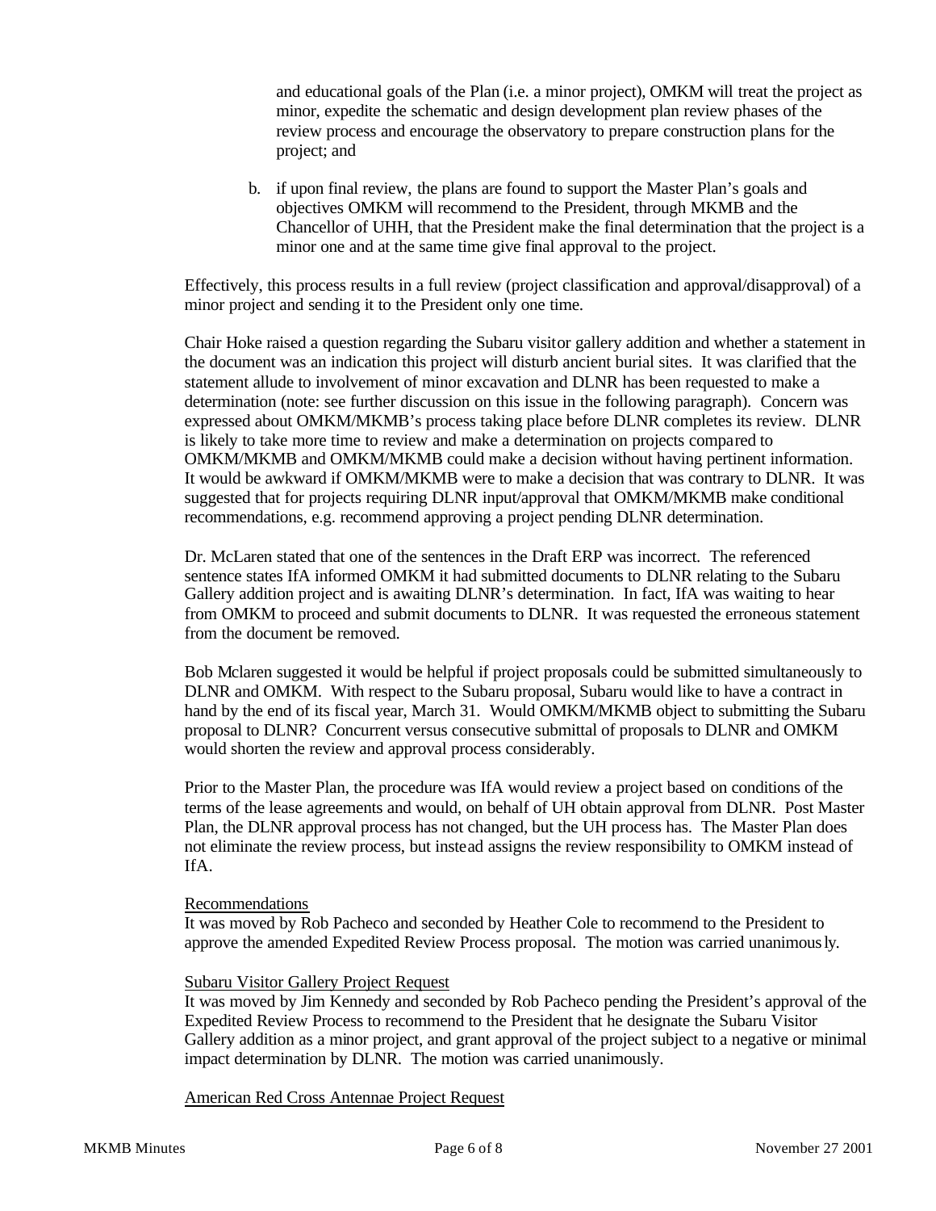and educational goals of the Plan (i.e. a minor project), OMKM will treat the project as minor, expedite the schematic and design development plan review phases of the review process and encourage the observatory to prepare construction plans for the project; and

b. if upon final review, the plans are found to support the Master Plan's goals and objectives OMKM will recommend to the President, through MKMB and the Chancellor of UHH, that the President make the final determination that the project is a minor one and at the same time give final approval to the project.

Effectively, this process results in a full review (project classification and approval/disapproval) of a minor project and sending it to the President only one time.

Chair Hoke raised a question regarding the Subaru visitor gallery addition and whether a statement in the document was an indication this project will disturb ancient burial sites. It was clarified that the statement allude to involvement of minor excavation and DLNR has been requested to make a determination (note: see further discussion on this issue in the following paragraph). Concern was expressed about OMKM/MKMB's process taking place before DLNR completes its review. DLNR is likely to take more time to review and make a determination on projects compared to OMKM/MKMB and OMKM/MKMB could make a decision without having pertinent information. It would be awkward if OMKM/MKMB were to make a decision that was contrary to DLNR. It was suggested that for projects requiring DLNR input/approval that OMKM/MKMB make conditional recommendations, e.g. recommend approving a project pending DLNR determination.

Dr. McLaren stated that one of the sentences in the Draft ERP was incorrect. The referenced sentence states IfA informed OMKM it had submitted documents to DLNR relating to the Subaru Gallery addition project and is awaiting DLNR's determination. In fact, IfA was waiting to hear from OMKM to proceed and submit documents to DLNR. It was requested the erroneous statement from the document be removed.

Bob Mclaren suggested it would be helpful if project proposals could be submitted simultaneously to DLNR and OMKM. With respect to the Subaru proposal, Subaru would like to have a contract in hand by the end of its fiscal year, March 31. Would OMKM/MKMB object to submitting the Subaru proposal to DLNR? Concurrent versus consecutive submittal of proposals to DLNR and OMKM would shorten the review and approval process considerably.

Prior to the Master Plan, the procedure was IfA would review a project based on conditions of the terms of the lease agreements and would, on behalf of UH obtain approval from DLNR. Post Master Plan, the DLNR approval process has not changed, but the UH process has. The Master Plan does not eliminate the review process, but instead assigns the review responsibility to OMKM instead of IfA.

Recommendations

It was moved by Rob Pacheco and seconded by Heather Cole to recommend to the President to approve the amended Expedited Review Process proposal. The motion was carried unanimously.

Subaru Visitor Gallery Project Request

It was moved by Jim Kennedy and seconded by Rob Pacheco pending the President's approval of the Expedited Review Process to recommend to the President that he designate the Subaru Visitor Gallery addition as a minor project, and grant approval of the project subject to a negative or minimal impact determination by DLNR. The motion was carried unanimously.

American Red Cross Antennae Project Request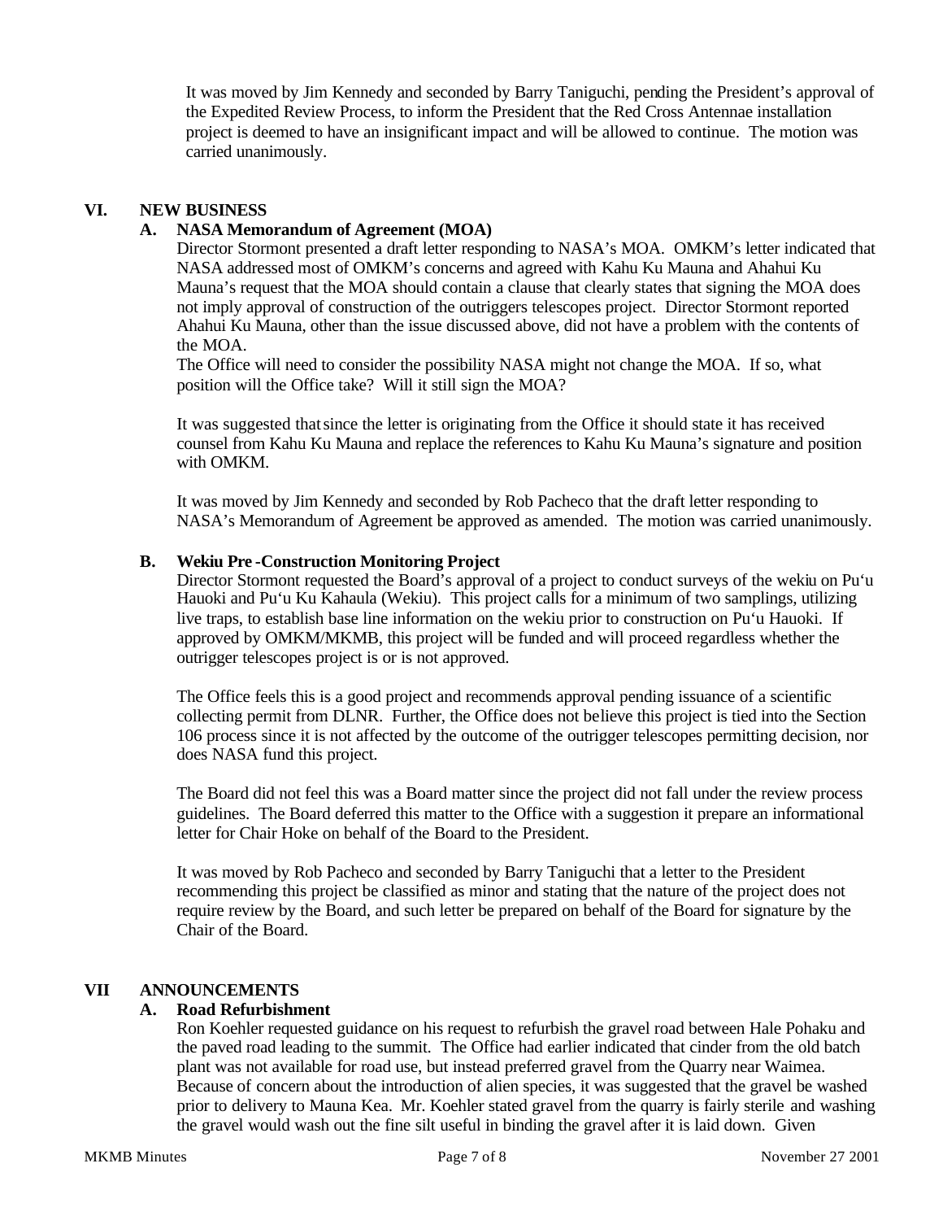It was moved by Jim Kennedy and seconded by Barry Taniguchi, pending the President's approval of the Expedited Review Process, to inform the President that the Red Cross Antennae installation project is deemed to have an insignificant impact and will be allowed to continue. The motion was carried unanimously.

## VI. NEW BUSINESS

### A. NASA Memorandum of Agreement (MOA)

Director Stormont presented a draft letter responding to NASA's MOA. OMKM's letter indicated that NASA addressed most of OMKM's concerns and agreed with Kahu Ku Mauna and Ahahui Ku Mauna's request that the MOA should contain a clause that clearly states that signing the MOA does not imply approval of construction of the outriggers telescopes project. Director Stormont reported Ahahui Ku Mauna, other than the issue discussed above, did not have a problem with the contents of the MOA.

The Office will need to consider the possibility NASA might not change the MOA. If so, what position will the Office take? Will it still sign the MOA?

It was suggested that since the letter is originating from the Office it should state it has received counsel from Kahu Ku Mauna and replace the references to Kahu Ku Mauna's signature and position with OMKM.

It was moved by Jim Kennedy and seconded by Rob Pacheco that the draft letter responding to NASA's Memorandum of Agreement be approved as amended. The motion was carried unanimously.

### B. Wekiu Pre-Construction Monitoring Project

Director Stormont requested the Board's approval of a project to conduct surveys of the wekiu on Pu'u Hauoki and Pu'u Ku Kahaula (Wekiu). This project calls for a minimum of two samplings, utilizing live traps, to establish base line information on the wekiu prior to construction on Pu'u Hauoki. If approved by OMKM/MKMB, this project will be funded and will proceed regardless whether the outrigger telescopes project is or is not approved.

The Office feels this is a good project and recommends approval pending issuance of a scientific collecting permit from DLNR. Further, the Office does not believe this project is tied into the Section 106 process since it is not affected by the outcome of the outrigger telescopes permitting decision, nor does NASA fund this project.

The Board did not feel this was a Board matter since the project did not fall under the review process guidelines. The Board deferred this matter to the Office with a suggestion it prepare an informational letter for Chair Hoke on behalf of the Board to the President.

It was moved by Rob Pacheco and seconded by Barry Taniguchi that a letter to the President recommending this project be classified as minor and stating that the nature of the project does not require review by the Board, and such letter be prepared on behalf of the Board for signature by the Chair of the Board.

## VII ANNOUNCEMENTS

### A. Road Refurbishment

Ron Koehler requested guidance on his request to refurbish the gravel road between Hale Pohaku and the paved road leading to the summit. The Office had earlier indicated that cinder from the old batch plant was not available for road use, but instead preferred gravel from the Quarry near Waimea. Because of concern about the introduction of alien species, it was suggested that the gravel be washed prior to delivery to Mauna Kea. Mr. Koehler stated gravel from the quarry is fairly sterile and washing the gravel would wash out the fine silt useful in binding the gravel after it is laid down. Given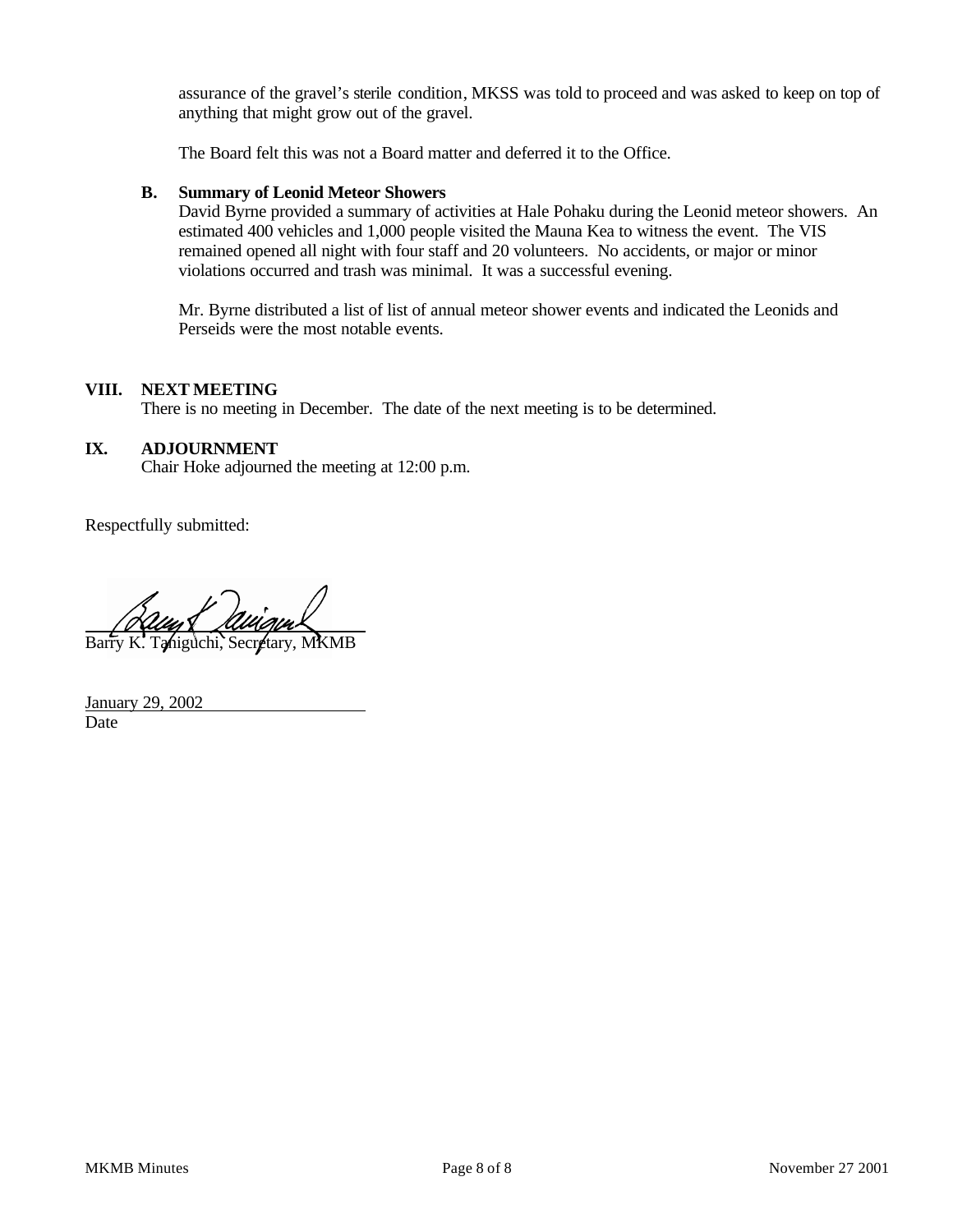assurance of the gravel's sterile condition, MKSS was told to proceed and was asked to keep on top of anything that might grow out of the gravel.

The Board felt this was not a Board matter and deferred it to the Office.

**B. Summary of Leonid Meteor Showers**

David Byrne provided a summary of activities at Hale Pohaku during the Leonid meteor showers. An estimated 400 vehicles and 1,000 people visited the Mauna Kea to witness the event. The VIS remained opened all night with four staff and 20 volunteers. No accidents, or major or minor violations occurred and trash was minimal. It was a successful evening.

Mr. Byrne distributed a list of list of annual meteor shower events and indicated the Leonids and Perseids were the most notable events.

## VIII. NEXT MEETING

There is no meeting in December. The date of the next meeting is to be determined.

## IX. ADJOURNMENT

Chair Hoke adjourned the meeting at 12:00 p.m.

Respectfully submitted:

Barry K. Taniguchi, Secretary, MKMB

January 29, 2002

Date